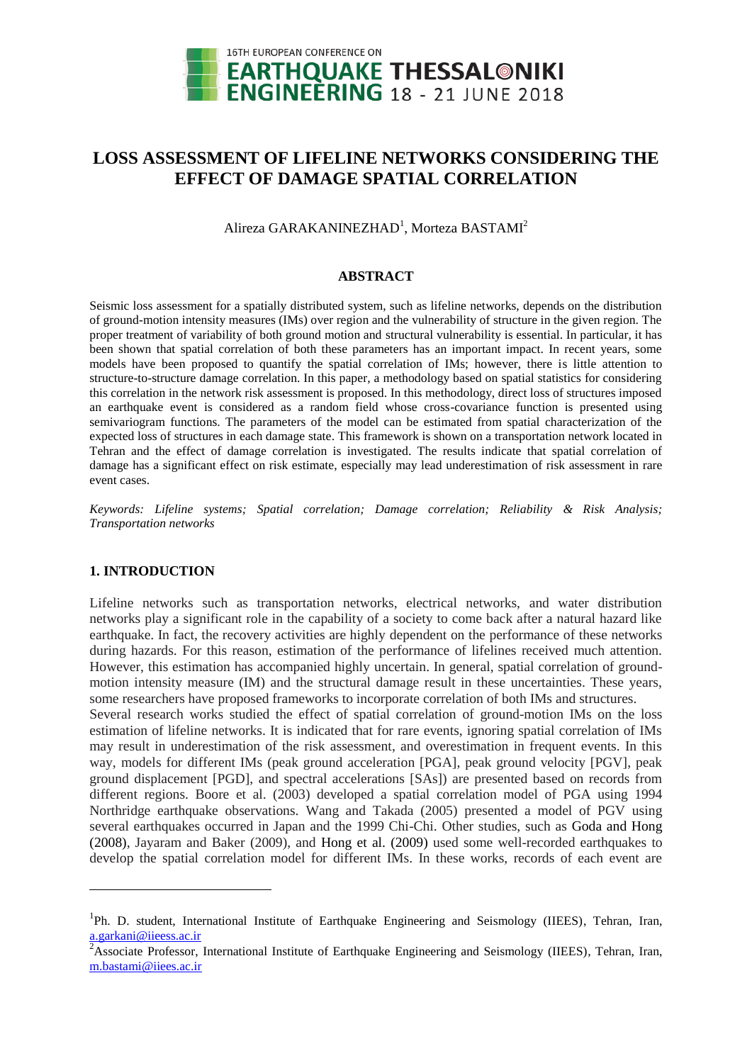# LOSS ASSESSMENT OF LIFELINE NETWORKS CONSIDERING THE EFFECT OF DAMAGE SPATIAL CORRELATION

Alireza GARAKANINEZHAD[1], Morteza BASTAMI[2]

## ABSTRACT

Seismic loss assessment for a spatially distributed system, such as lifeline networks, depends on the distribution of ground-motion intensity measures (IMs) over region and the vulnerability of structure in the given region. The proper treatment of variability of both ground motion and structural vulnerability is essential. In particular, it has been shown that spatial correlation of both these parameters has an important impact. In recent years, some models have been proposed to quantify the spatial correlation of IMs; however, there is little attention to structure-to-structure damage correlation. In this paper, a methodology based on spatial statistics for considering this correlation in the network risk assessment is proposed. In this methodology, direct loss of structures imposed an earthquake event is considered as a random field whose cross-covariance function is presented using semivariogram functions. The parameters of the model can be estimated from spatial characterization of the expected loss of structures in each damage state. This framework is shown on a transportation network located in Tehran and the effect of damage correlation is investigated. The results indicate that spatial correlation of damage has a significant effect on risk estimate, especially may lead underestimation of risk assessment in rare event cases.

*Keywords: Lifeline systems; Spatial correlation; Damage correlation; Reliability & Risk Analysis; Transportation networks*

## 1. INTRODUCTION

Lifeline networks such as transportation networks, electrical networks, and water distribution networks play a significant role in the capability of a society to come back after a natural hazard like earthquake. In fact, the recovery activities are highly dependent on the performance of these networks during hazards. For this reason, estimation of the performance of lifelines received much attention. However, this estimation has accompanied highly uncertain. In general, spatial correlation of ground-motion intensity measure (IM) and the structural damage result in these uncertainties. These years, some researchers have proposed frameworks to incorporate correlation of both IMs and structures.

Several research works studied the effect of spatial correlation of ground-motion IMs on the loss estimation of lifeline networks. It is indicated that for rare events, ignoring spatial correlation of IMs may result in underestimation of the risk assessment, and overestimation in frequent events. In this way, models for different IMs (peak ground acceleration [PGA], peak ground velocity [PGV], peak ground displacement [PGD], and spectral accelerations [SAs]) are presented based on records from different regions. Boore et al. (2003) developed a spatial correlation model of PGA using 1994 Northridge earthquake observations. Wang and Takada (2005) presented a model of PGV using several earthquakes occurred in Japan and the 1999 Chi-Chi. Other studies, such as Goda and Hong (2008), Jayaram and Baker (2009), and Hong et al. (2009) used some well-recorded earthquakes to develop the spatial correlation model for different IMs. In these works, records of each event are

---

[1]Ph. D. student, International Institute of Earthquake Engineering and Seismology (IIEES), Tehran, Iran, a.garkani@iieess.ac.ir

[2]Associate Professor, International Institute of Earthquake Engineering and Seismology (IIEES), Tehran, Iran, m.bastami@iiees.ac.ir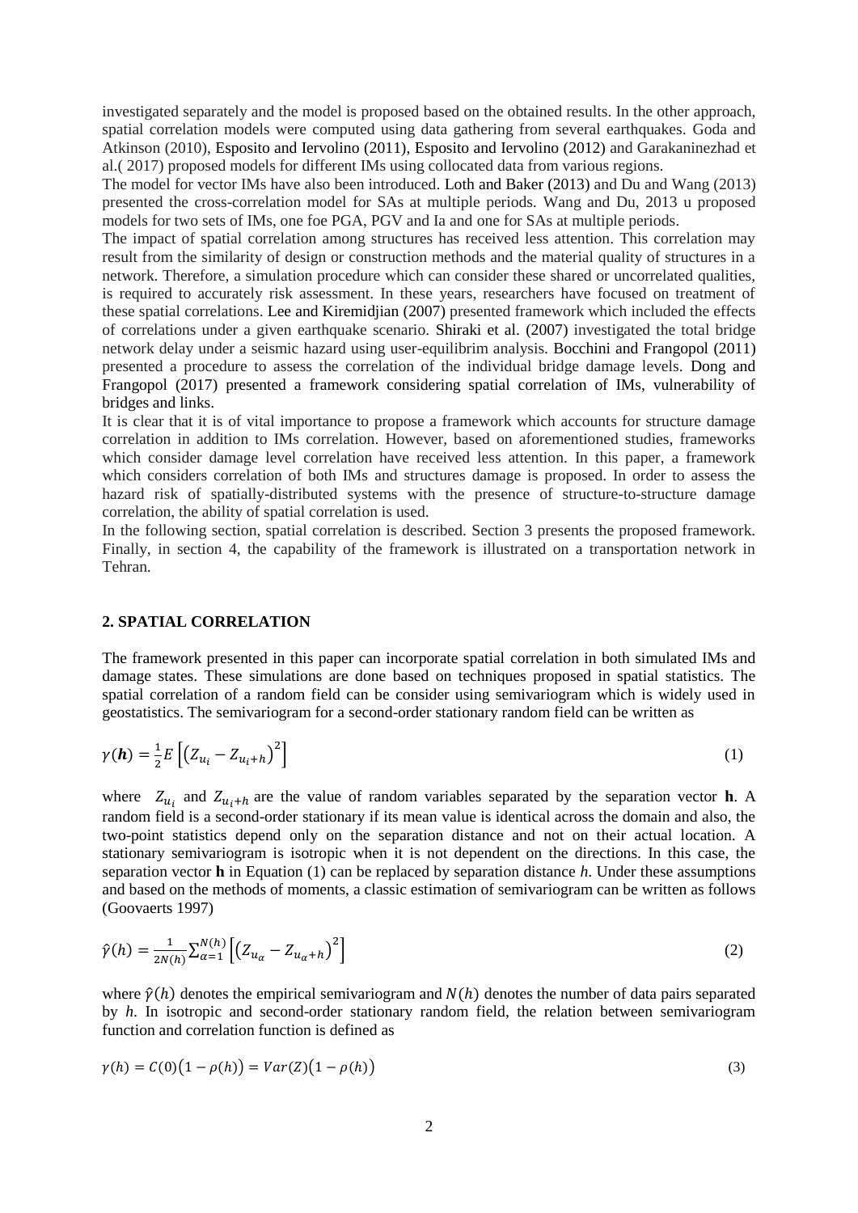investigated separately and the model is proposed based on the obtained results. In the other approach, spatial correlation models were computed using data gathering from several earthquakes. Goda and Atkinson (2010), Esposito and Iervolino (2011), Esposito and Iervolino (2012) and Garakaninezhad et al.( 2017) proposed models for different IMs using collocated data from various regions.

The model for vector IMs have also been introduced. Loth and Baker (2013) and Du and Wang (2013) presented the cross-correlation model for SAs at multiple periods. Wang and Du, 2013 u proposed models for two sets of IMs, one foe PGA, PGV and Ia and one for SAs at multiple periods.

The impact of spatial correlation among structures has received less attention. This correlation may result from the similarity of design or construction methods and the material quality of structures in a network. Therefore, a simulation procedure which can consider these shared or uncorrelated qualities, is required to accurately risk assessment. In these years, researchers have focused on treatment of these spatial correlations. Lee and Kiremidjian (2007) presented framework which included the effects of correlations under a given earthquake scenario. Shiraki et al. (2007) investigated the total bridge network delay under a seismic hazard using user-equilibrim analysis. Bocchini and Frangopol (2011) presented a procedure to assess the correlation of the individual bridge damage levels. Dong and Frangopol (2017) presented a framework considering spatial correlation of IMs, vulnerability of bridges and links.

It is clear that it is of vital importance to propose a framework which accounts for structure damage correlation in addition to IMs correlation. However, based on aforementioned studies, frameworks which consider damage level correlation have received less attention. In this paper, a framework which considers correlation of both IMs and structures damage is proposed. In order to assess the hazard risk of spatially-distributed systems with the presence of structure-to-structure damage correlation, the ability of spatial correlation is used.

In the following section, spatial correlation is described. Section 3 presents the proposed framework. Finally, in section 4, the capability of the framework is illustrated on a transportation network in Tehran.

## 2. SPATIAL CORRELATION

The framework presented in this paper can incorporate spatial correlation in both simulated IMs and damage states. These simulations are done based on techniques proposed in spatial statistics. The spatial correlation of a random field can be consider using semivariogram which is widely used in geostatistics. The semivariogram for a second-order stationary random field can be written as

$$\gamma(\boldsymbol{h}) = \frac{1}{2}E\left[\left(Z_{u_i} - Z_{u_i+h}\right)^2\right] \tag{1}$$

where $Z_{u_i}$ and $Z_{u_i+h}$ are the value of random variables separated by the separation vector **h**. A random field is a second-order stationary if its mean value is identical across the domain and also, the two-point statistics depend only on the separation distance and not on their actual location. A stationary semivariogram is isotropic when it is not dependent on the directions. In this case, the separation vector **h** in Equation (1) can be replaced by separation distance $h$. Under these assumptions and based on the methods of moments, a classic estimation of semivariogram can be written as follows (Goovaerts 1997)

$$\hat{\gamma}(h) = \frac{1}{2N(h)}\sum_{\alpha=1}^{N(h)}\left[\left(Z_{u_\alpha} - Z_{u_\alpha+h}\right)^2\right] \tag{2}$$

where $\hat{\gamma}(h)$ denotes the empirical semivariogram and $N(h)$ denotes the number of data pairs separated by $h$. In isotropic and second-order stationary random field, the relation between semivariogram function and correlation function is defined as

$$\gamma(h) = C(0)\left(1-\rho(h)\right) = Var(Z)\left(1-\rho(h)\right) \tag{3}$$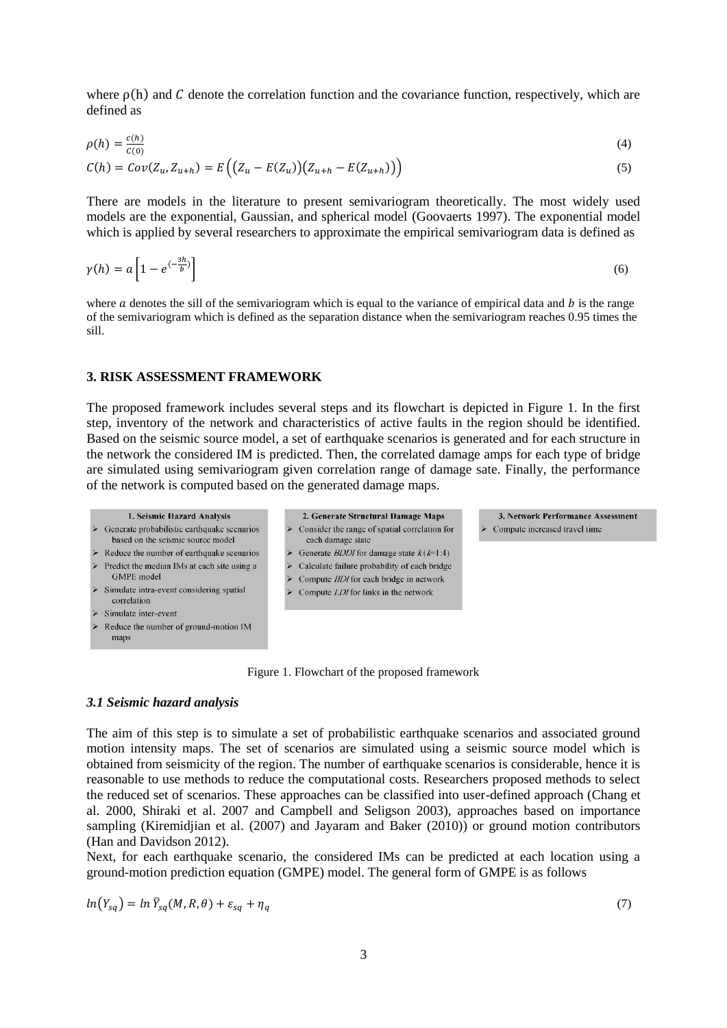where $\rho(h)$ and $C$ denote the correlation function and the covariance function, respectively, which are defined as

$$\rho(h) = \frac{c(h)}{C(0)} \tag{4}$$

$$C(h) = Cov(Z_u, Z_{u+h}) = E\Big(\big(Z_u - E(Z_u)\big)\big(Z_{u+h} - E(Z_{u+h})\big)\Big) \tag{5}$$

There are models in the literature to present semivariogram theoretically. The most widely used models are the exponential, Gaussian, and spherical model (Goovaerts 1997). The exponential model which is applied by several researchers to approximate the empirical semivariogram data is defined as

$$\gamma(h) = a\left[1 - e^{(-\frac{3h}{b})}\right] \tag{6}$$

where $a$ denotes the sill of the semivariogram which is equal to the variance of empirical data and $b$ is the range of the semivariogram which is defined as the separation distance when the semivariogram reaches 0.95 times the sill.

## 3. RISK ASSESSMENT FRAMEWORK

The proposed framework includes several steps and its flowchart is depicted in Figure 1. In the first step, inventory of the network and characteristics of active faults in the region should be identified. Based on the seismic source model, a set of earthquake scenarios is generated and for each structure in the network the considered IM is predicted. Then, the correlated damage amps for each type of bridge are simulated using semivariogram given correlation range of damage sate. Finally, the performance of the network is computed based on the generated damage maps.

**1. Seismic Hazard Analysis**
- Generate probabilistic earthquake scenarios based on the seismic source model
- Reduce the number of earthquake scenarios
- Predict the median IMs at each site using a GMPE model
- Simulate intra-event considering spatial correlation
- Simulate inter-event
- Reduce the number of ground-motion IM maps

**2. Generate Structural Damage Maps**
- Consider the range of spatial correlation for each damage state
- Generate *BDDI* for damage state *k* (*k*=1:4)
- Calculate failure probability of each bridge
- Compute *BDI* for each bridge in network
- Compute *LDI* for links in the network

**3. Network Performance Assessment**
- Compute increased travel time

Figure 1. Flowchart of the proposed framework

### *3.1 Seismic hazard analysis*

The aim of this step is to simulate a set of probabilistic earthquake scenarios and associated ground motion intensity maps. The set of scenarios are simulated using a seismic source model which is obtained from seismicity of the region. The number of earthquake scenarios is considerable, hence it is reasonable to use methods to reduce the computational costs. Researchers proposed methods to select the reduced set of scenarios. These approaches can be classified into user-defined approach (Chang et al. 2000, Shiraki et al. 2007 and Campbell and Seligson 2003), approaches based on importance sampling (Kiremidjian et al. (2007) and Jayaram and Baker (2010)) or ground motion contributors (Han and Davidson 2012).
Next, for each earthquake scenario, the considered IMs can be predicted at each location using a ground-motion prediction equation (GMPE) model. The general form of GMPE is as follows

$$ln(Y_{sq}) = ln\,\bar{Y}_{sq}(M, R, \theta) + \varepsilon_{sq} + \eta_q \tag{7}$$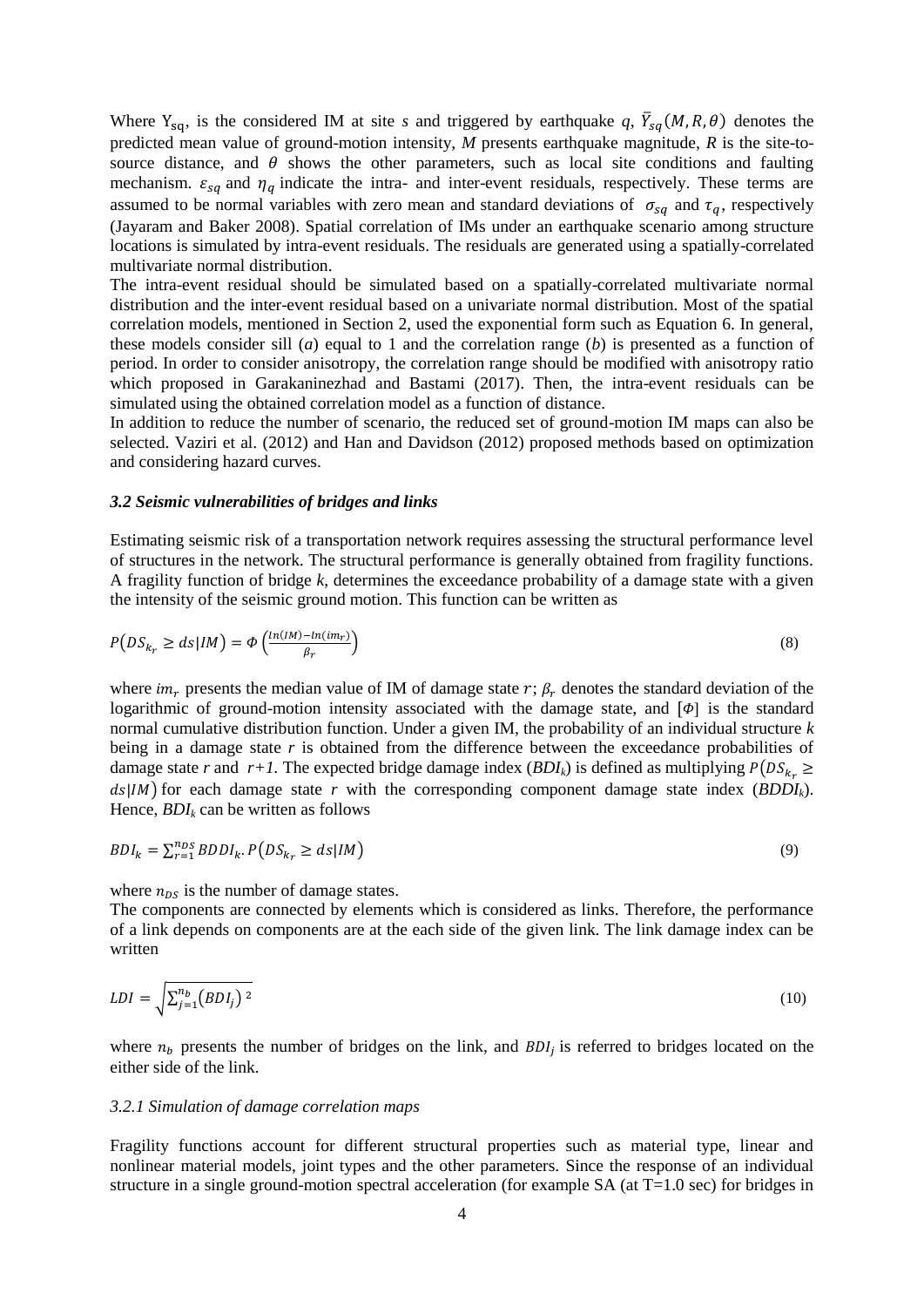Where $Y_{sq}$, is the considered IM at site *s* and triggered by earthquake *q*, $\bar{Y}_{sq}(M, R, \theta)$ denotes the predicted mean value of ground-motion intensity, *M* presents earthquake magnitude, *R* is the site-to-source distance, and $\theta$ shows the other parameters, such as local site conditions and faulting mechanism. $\varepsilon_{sq}$ and $\eta_q$ indicate the intra- and inter-event residuals, respectively. These terms are assumed to be normal variables with zero mean and standard deviations of $\sigma_{sq}$ and $\tau_q$, respectively (Jayaram and Baker 2008). Spatial correlation of IMs under an earthquake scenario among structure locations is simulated by intra-event residuals. The residuals are generated using a spatially-correlated multivariate normal distribution.

The intra-event residual should be simulated based on a spatially-correlated multivariate normal distribution and the inter-event residual based on a univariate normal distribution. Most of the spatial correlation models, mentioned in Section 2, used the exponential form such as Equation 6. In general, these models consider sill (*a*) equal to 1 and the correlation range (*b*) is presented as a function of period. In order to consider anisotropy, the correlation range should be modified with anisotropy ratio which proposed in Garakaninezhad and Bastami (2017). Then, the intra-event residuals can be simulated using the obtained correlation model as a function of distance.

In addition to reduce the number of scenario, the reduced set of ground-motion IM maps can also be selected. Vaziri et al. (2012) and Han and Davidson (2012) proposed methods based on optimization and considering hazard curves.

### *3.2 Seismic vulnerabilities of bridges and links*

Estimating seismic risk of a transportation network requires assessing the structural performance level of structures in the network. The structural performance is generally obtained from fragility functions. A fragility function of bridge *k*, determines the exceedance probability of a damage state with a given the intensity of the seismic ground motion. This function can be written as

$$P\left(DS_{k_r} \geq ds|IM\right) = \Phi\left(\frac{ln(IM) - ln(im_r)}{\beta_r}\right) \tag{8}$$

where $im_r$ presents the median value of IM of damage state $r$; $\beta_r$ denotes the standard deviation of the logarithmic of ground-motion intensity associated with the damage state, and [$\Phi$] is the standard normal cumulative distribution function. Under a given IM, the probability of an individual structure *k* being in a damage state *r* is obtained from the difference between the exceedance probabilities of damage state *r* and *r+1*. The expected bridge damage index ($BDI_k$) is defined as multiplying $P\left(DS_{k_r} \geq ds|IM\right)$ for each damage state *r* with the corresponding component damage state index ($BDDI_k$). Hence, $BDI_k$ can be written as follows

$$BDI_k = \sum_{r=1}^{n_{DS}} BDDI_k . P\left(DS_{k_r} \geq ds|IM\right) \tag{9}$$

where $n_{DS}$ is the number of damage states.

The components are connected by elements which is considered as links. Therefore, the performance of a link depends on components are at the each side of the given link. The link damage index can be written

$$LDI = \sqrt{\sum_{j=1}^{n_b} \left(BDI_j\right)^2} \tag{10}$$

where $n_b$ presents the number of bridges on the link, and $BDI_j$ is referred to bridges located on the either side of the link.

#### *3.2.1 Simulation of damage correlation maps*

Fragility functions account for different structural properties such as material type, linear and nonlinear material models, joint types and the other parameters. Since the response of an individual structure in a single ground-motion spectral acceleration (for example SA (at T=1.0 sec) for bridges in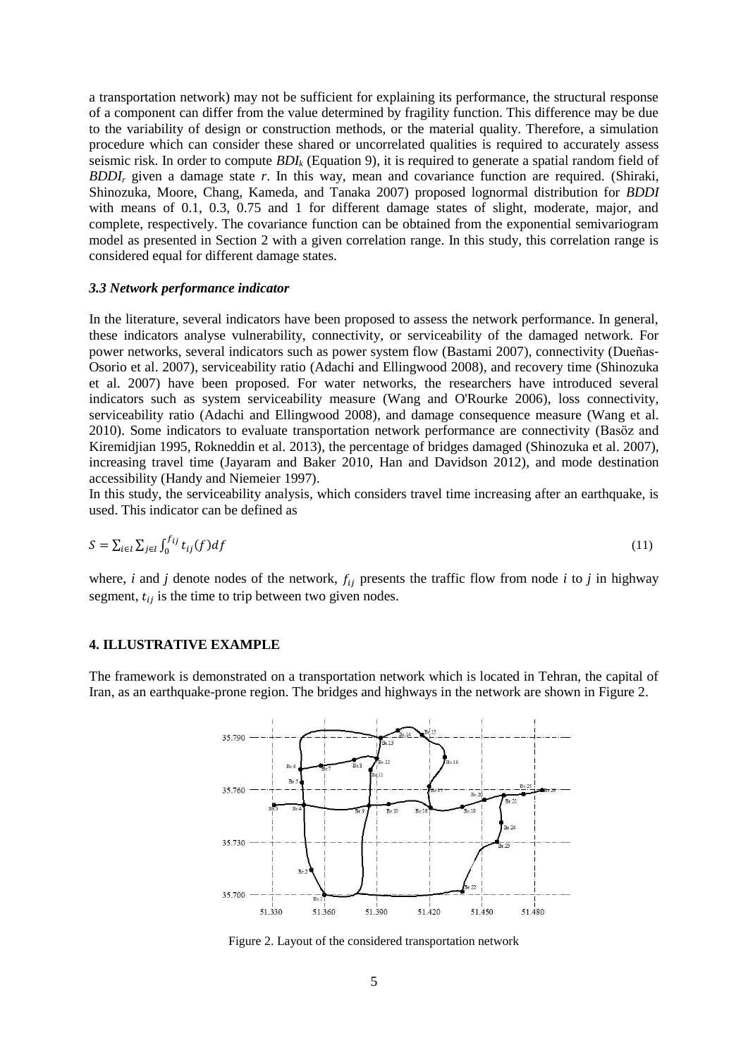a transportation network) may not be sufficient for explaining its performance, the structural response of a component can differ from the value determined by fragility function. This difference may be due to the variability of design or construction methods, or the material quality. Therefore, a simulation procedure which can consider these shared or uncorrelated qualities is required to accurately assess seismic risk. In order to compute $BDI_k$ (Equation 9), it is required to generate a spatial random field of $BDDI_r$ given a damage state $r$. In this way, mean and covariance function are required. (Shiraki, Shinozuka, Moore, Chang, Kameda, and Tanaka 2007) proposed lognormal distribution for *BDDI* with means of 0.1, 0.3, 0.75 and 1 for different damage states of slight, moderate, major, and complete, respectively. The covariance function can be obtained from the exponential semivariogram model as presented in Section 2 with a given correlation range. In this study, this correlation range is considered equal for different damage states.

### *3.3 Network performance indicator*

In the literature, several indicators have been proposed to assess the network performance. In general, these indicators analyse vulnerability, connectivity, or serviceability of the damaged network. For power networks, several indicators such as power system flow (Bastami 2007), connectivity (Dueñas-Osorio et al. 2007), serviceability ratio (Adachi and Ellingwood 2008), and recovery time (Shinozuka et al. 2007) have been proposed. For water networks, the researchers have introduced several indicators such as system serviceability measure (Wang and O'Rourke 2006), loss connectivity, serviceability ratio (Adachi and Ellingwood 2008), and damage consequence measure (Wang et al. 2010). Some indicators to evaluate transportation network performance are connectivity (Basöz and Kiremidjian 1995, Rokneddin et al. 2013), the percentage of bridges damaged (Shinozuka et al. 2007), increasing travel time (Jayaram and Baker 2010, Han and Davidson 2012), and mode destination accessibility (Handy and Niemeier 1997).
In this study, the serviceability analysis, which considers travel time increasing after an earthquake, is used. This indicator can be defined as

$$S = \sum_{i \in l} \sum_{j \in l} \int_0^{f_{ij}} t_{ij}(f) df \tag{11}$$

where, $i$ and $j$ denote nodes of the network, $f_{ij}$ presents the traffic flow from node $i$ to $j$ in highway segment, $t_{ij}$ is the time to trip between two given nodes.

## 4. ILLUSTRATIVE EXAMPLE

The framework is demonstrated on a transportation network which is located in Tehran, the capital of Iran, as an earthquake-prone region. The bridges and highways in the network are shown in Figure 2.

Figure 2. Layout of the considered transportation network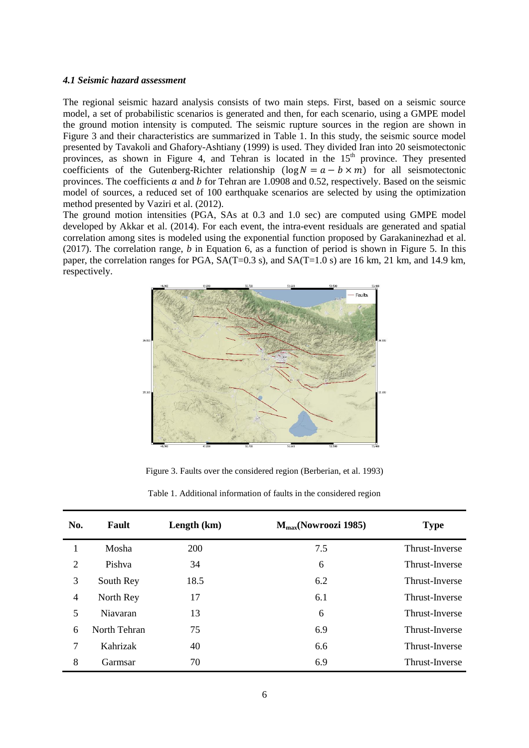### *4.1 Seismic hazard assessment*

The regional seismic hazard analysis consists of two main steps. First, based on a seismic source model, a set of probabilistic scenarios is generated and then, for each scenario, using a GMPE model the ground motion intensity is computed. The seismic rupture sources in the region are shown in Figure 3 and their characteristics are summarized in Table 1. In this study, the seismic source model presented by Tavakoli and Ghafory-Ashtiany (1999) is used. They divided Iran into 20 seismotectonic provinces, as shown in Figure 4, and Tehran is located in the 15th province. They presented coefficients of the Gutenberg-Richter relationship ($\log N = a - b \times m$) for all seismotectonic provinces. The coefficients $a$ and $b$ for Tehran are 1.0908 and 0.52, respectively. Based on the seismic model of sources, a reduced set of 100 earthquake scenarios are selected by using the optimization method presented by Vaziri et al. (2012).

The ground motion intensities (PGA, SAs at 0.3 and 1.0 sec) are computed using GMPE model developed by Akkar et al. (2014). For each event, the intra-event residuals are generated and spatial correlation among sites is modeled using the exponential function proposed by Garakaninezhad et al. (2017). The correlation range, $b$ in Equation 6, as a function of period is shown in Figure 5. In this paper, the correlation ranges for PGA, SA(T=0.3 s), and SA(T=1.0 s) are 16 km, 21 km, and 14.9 km, respectively.

Figure 3. Faults over the considered region (Berberian, et al. 1993)

Table 1. Additional information of faults in the considered region

| No. | Fault | Length (km) | $M_{max}$(Nowroozi 1985) | Type |
|---|---|---|---|---|
| 1 | Mosha | 200 | 7.5 | Thrust-Inverse |
| 2 | Pishva | 34 | 6 | Thrust-Inverse |
| 3 | South Rey | 18.5 | 6.2 | Thrust-Inverse |
| 4 | North Rey | 17 | 6.1 | Thrust-Inverse |
| 5 | Niavaran | 13 | 6 | Thrust-Inverse |
| 6 | North Tehran | 75 | 6.9 | Thrust-Inverse |
| 7 | Kahrizak | 40 | 6.6 | Thrust-Inverse |
| 8 | Garmsar | 70 | 6.9 | Thrust-Inverse |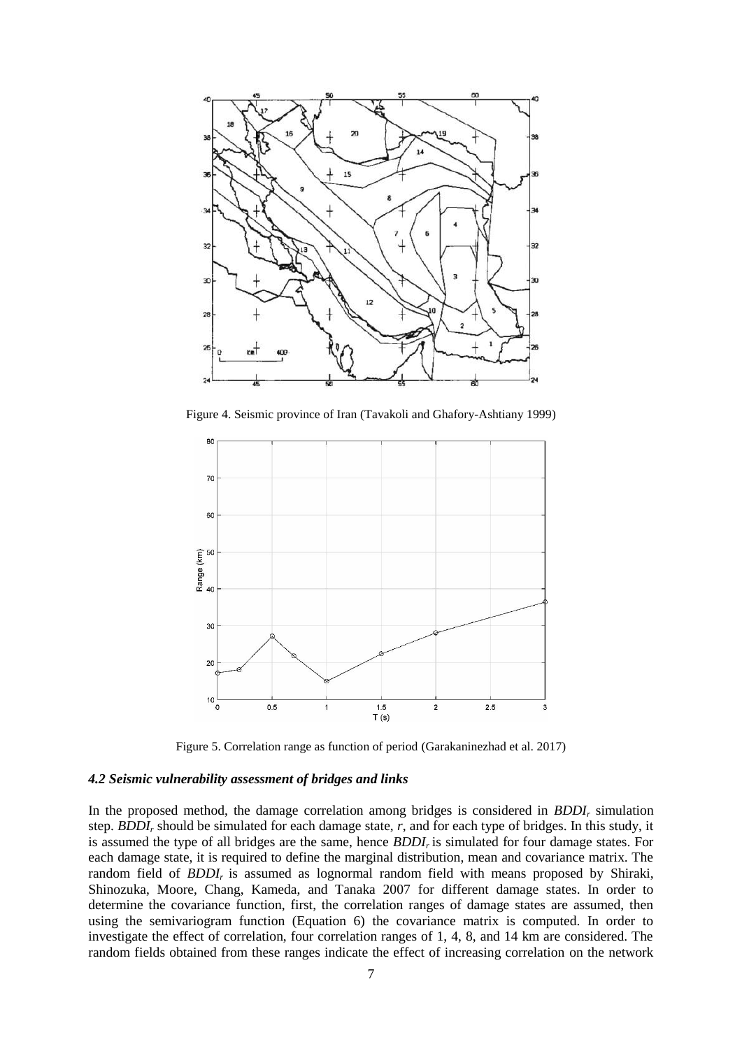Figure 4. Seismic province of Iran (Tavakoli and Ghafory-Ashtiany 1999)

Figure 5. Correlation range as function of period (Garakaninezhad et al. 2017)

### *4.2 Seismic vulnerability assessment of bridges and links*

In the proposed method, the damage correlation among bridges is considered in $BDDI_r$ simulation step. $BDDI_r$ should be simulated for each damage state, $r$, and for each type of bridges. In this study, it is assumed the type of all bridges are the same, hence $BDDI_r$ is simulated for four damage states. For each damage state, it is required to define the marginal distribution, mean and covariance matrix. The random field of $BDDI_r$ is assumed as lognormal random field with means proposed by Shiraki, Shinozuka, Moore, Chang, Kameda, and Tanaka 2007 for different damage states. In order to determine the covariance function, first, the correlation ranges of damage states are assumed, then using the semivariogram function (Equation 6) the covariance matrix is computed. In order to investigate the effect of correlation, four correlation ranges of 1, 4, 8, and 14 km are considered. The random fields obtained from these ranges indicate the effect of increasing correlation on the network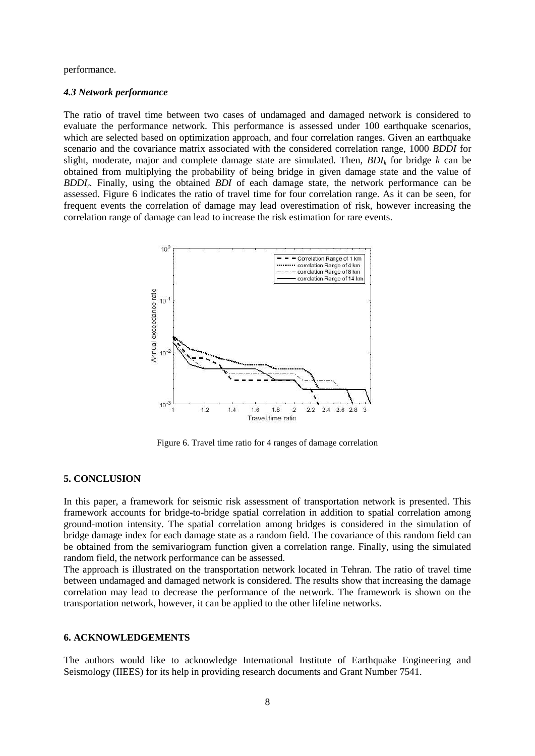performance.

### *4.3 Network performance*

The ratio of travel time between two cases of undamaged and damaged network is considered to evaluate the performance network. This performance is assessed under 100 earthquake scenarios, which are selected based on optimization approach, and four correlation ranges. Given an earthquake scenario and the covariance matrix associated with the considered correlation range, 1000 *BDDI* for slight, moderate, major and complete damage state are simulated. Then, $BDI_k$ for bridge $k$ can be obtained from multiplying the probability of being bridge in given damage state and the value of $BDDI_r$. Finally, using the obtained *BDI* of each damage state, the network performance can be assessed. Figure 6 indicates the ratio of travel time for four correlation range. As it can be seen, for frequent events the correlation of damage may lead overestimation of risk, however increasing the correlation range of damage can lead to increase the risk estimation for rare events.

Figure 6. Travel time ratio for 4 ranges of damage correlation

## 5. CONCLUSION

In this paper, a framework for seismic risk assessment of transportation network is presented. This framework accounts for bridge-to-bridge spatial correlation in addition to spatial correlation among ground-motion intensity. The spatial correlation among bridges is considered in the simulation of bridge damage index for each damage state as a random field. The covariance of this random field can be obtained from the semivariogram function given a correlation range. Finally, using the simulated random field, the network performance can be assessed.

The approach is illustrated on the transportation network located in Tehran. The ratio of travel time between undamaged and damaged network is considered. The results show that increasing the damage correlation may lead to decrease the performance of the network. The framework is shown on the transportation network, however, it can be applied to the other lifeline networks.

## 6. ACKNOWLEDGEMENTS

The authors would like to acknowledge International Institute of Earthquake Engineering and Seismology (IIEES) for its help in providing research documents and Grant Number 7541.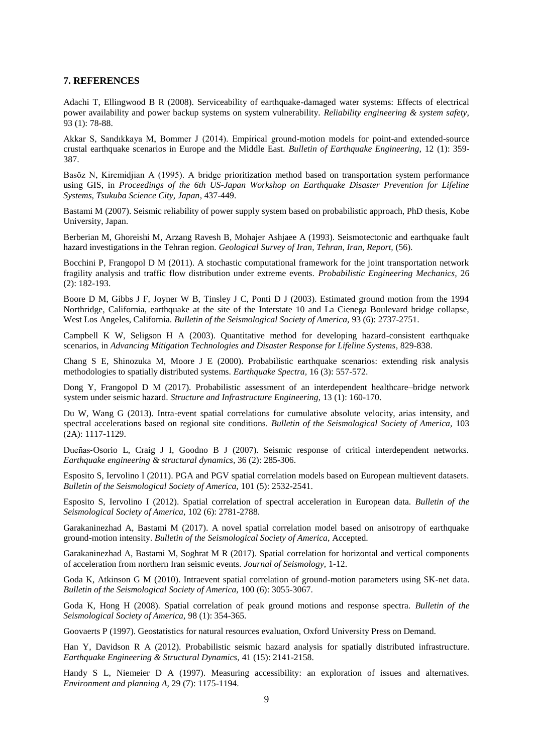## 7. REFERENCES

Adachi T, Ellingwood B R (2008). Serviceability of earthquake-damaged water systems: Effects of electrical power availability and power backup systems on system vulnerability. *Reliability engineering & system safety,* 93 (1): 78-88.

Akkar S, Sandıkkaya M, Bommer J (2014). Empirical ground-motion models for point-and extended-source crustal earthquake scenarios in Europe and the Middle East. *Bulletin of Earthquake Engineering,* 12 (1): 359-387.

Basöz N, Kiremidjian A (1995). A bridge prioritization method based on transportation system performance using GIS, in *Proceedings of the 6th US-Japan Workshop on Earthquake Disaster Prevention for Lifeline Systems, Tsukuba Science City, Japan*, 437-449.

Bastami M (2007). Seismic reliability of power supply system based on probabilistic approach, PhD thesis, Kobe University, Japan.

Berberian M, Ghoreishi M, Arzang Ravesh B, Mohajer Ashjaee A (1993). Seismotectonic and earthquake fault hazard investigations in the Tehran region. *Geological Survey of Iran, Tehran, Iran, Report,* (56).

Bocchini P, Frangopol D M (2011). A stochastic computational framework for the joint transportation network fragility analysis and traffic flow distribution under extreme events. *Probabilistic Engineering Mechanics,* 26 (2): 182-193.

Boore D M, Gibbs J F, Joyner W B, Tinsley J C, Ponti D J (2003). Estimated ground motion from the 1994 Northridge, California, earthquake at the site of the Interstate 10 and La Cienega Boulevard bridge collapse, West Los Angeles, California. *Bulletin of the Seismological Society of America,* 93 (6): 2737-2751.

Campbell K W, Seligson H A (2003). Quantitative method for developing hazard-consistent earthquake scenarios, in *Advancing Mitigation Technologies and Disaster Response for Lifeline Systems*, 829-838.

Chang S E, Shinozuka M, Moore J E (2000). Probabilistic earthquake scenarios: extending risk analysis methodologies to spatially distributed systems. *Earthquake Spectra,* 16 (3): 557-572.

Dong Y, Frangopol D M (2017). Probabilistic assessment of an interdependent healthcare–bridge network system under seismic hazard. *Structure and Infrastructure Engineering,* 13 (1): 160-170.

Du W, Wang G (2013). Intra-event spatial correlations for cumulative absolute velocity, arias intensity, and spectral accelerations based on regional site conditions. *Bulletin of the Seismological Society of America,* 103 (2A): 1117-1129.

Dueñas-Osorio L, Craig J I, Goodno B J (2007). Seismic response of critical interdependent networks. *Earthquake engineering & structural dynamics,* 36 (2): 285-306.

Esposito S, Iervolino I (2011). PGA and PGV spatial correlation models based on European multievent datasets. *Bulletin of the Seismological Society of America,* 101 (5): 2532-2541.

Esposito S, Iervolino I (2012). Spatial correlation of spectral acceleration in European data. *Bulletin of the Seismological Society of America,* 102 (6): 2781-2788.

Garakaninezhad A, Bastami M (2017). A novel spatial correlation model based on anisotropy of earthquake ground-motion intensity. *Bulletin of the Seismological Society of America,* Accepted.

Garakaninezhad A, Bastami M, Soghrat M R (2017). Spatial correlation for horizontal and vertical components of acceleration from northern Iran seismic events. *Journal of Seismology,* 1-12.

Goda K, Atkinson G M (2010). Intraevent spatial correlation of ground-motion parameters using SK-net data. *Bulletin of the Seismological Society of America,* 100 (6): 3055-3067.

Goda K, Hong H (2008). Spatial correlation of peak ground motions and response spectra. *Bulletin of the Seismological Society of America,* 98 (1): 354-365.

Goovaerts P (1997). Geostatistics for natural resources evaluation, Oxford University Press on Demand.

Han Y, Davidson R A (2012). Probabilistic seismic hazard analysis for spatially distributed infrastructure. *Earthquake Engineering & Structural Dynamics,* 41 (15): 2141-2158.

Handy S L, Niemeier D A (1997). Measuring accessibility: an exploration of issues and alternatives. *Environment and planning A,* 29 (7): 1175-1194.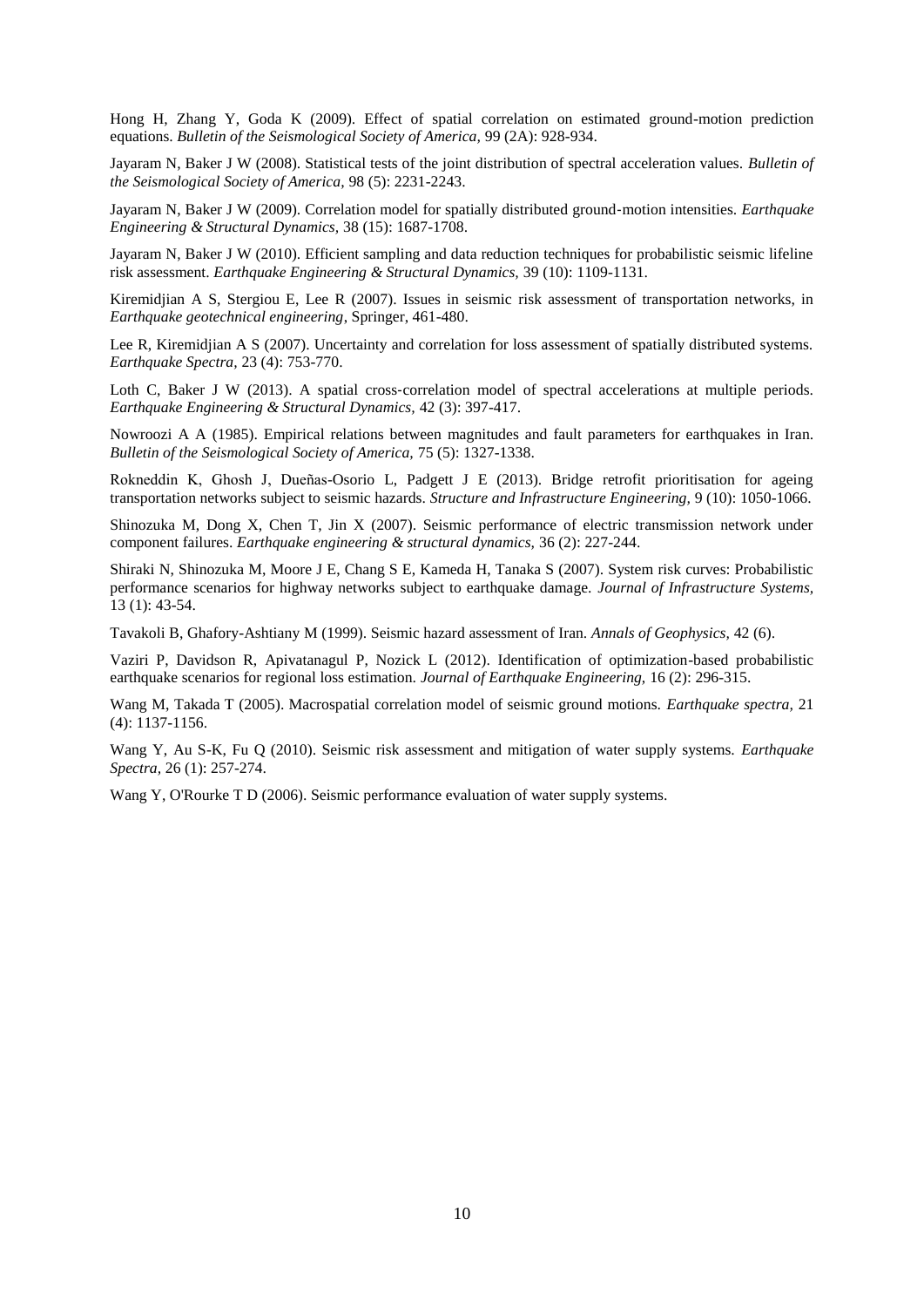Hong H, Zhang Y, Goda K (2009). Effect of spatial correlation on estimated ground-motion prediction equations. *Bulletin of the Seismological Society of America,* 99 (2A): 928-934.

Jayaram N, Baker J W (2008). Statistical tests of the joint distribution of spectral acceleration values. *Bulletin of the Seismological Society of America,* 98 (5): 2231-2243.

Jayaram N, Baker J W (2009). Correlation model for spatially distributed ground‐motion intensities. *Earthquake Engineering & Structural Dynamics,* 38 (15): 1687-1708.

Jayaram N, Baker J W (2010). Efficient sampling and data reduction techniques for probabilistic seismic lifeline risk assessment. *Earthquake Engineering & Structural Dynamics,* 39 (10): 1109-1131.

Kiremidjian A S, Stergiou E, Lee R (2007). Issues in seismic risk assessment of transportation networks, in *Earthquake geotechnical engineering*, Springer, 461-480.

Lee R, Kiremidjian A S (2007). Uncertainty and correlation for loss assessment of spatially distributed systems. *Earthquake Spectra,* 23 (4): 753-770.

Loth C, Baker J W (2013). A spatial cross-correlation model of spectral accelerations at multiple periods. *Earthquake Engineering & Structural Dynamics,* 42 (3): 397-417.

Nowroozi A A (1985). Empirical relations between magnitudes and fault parameters for earthquakes in Iran. *Bulletin of the Seismological Society of America,* 75 (5): 1327-1338.

Rokneddin K, Ghosh J, Dueñas-Osorio L, Padgett J E (2013). Bridge retrofit prioritisation for ageing transportation networks subject to seismic hazards. *Structure and Infrastructure Engineering,* 9 (10): 1050-1066.

Shinozuka M, Dong X, Chen T, Jin X (2007). Seismic performance of electric transmission network under component failures. *Earthquake engineering & structural dynamics,* 36 (2): 227-244.

Shiraki N, Shinozuka M, Moore J E, Chang S E, Kameda H, Tanaka S (2007). System risk curves: Probabilistic performance scenarios for highway networks subject to earthquake damage. *Journal of Infrastructure Systems,* 13 (1): 43-54.

Tavakoli B, Ghafory-Ashtiany M (1999). Seismic hazard assessment of Iran. *Annals of Geophysics,* 42 (6).

Vaziri P, Davidson R, Apivatanagul P, Nozick L (2012). Identification of optimization-based probabilistic earthquake scenarios for regional loss estimation. *Journal of Earthquake Engineering,* 16 (2): 296-315.

Wang M, Takada T (2005). Macrospatial correlation model of seismic ground motions. *Earthquake spectra,* 21 (4): 1137-1156.

Wang Y, Au S-K, Fu Q (2010). Seismic risk assessment and mitigation of water supply systems. *Earthquake Spectra,* 26 (1): 257-274.

Wang Y, O'Rourke T D (2006). Seismic performance evaluation of water supply systems.